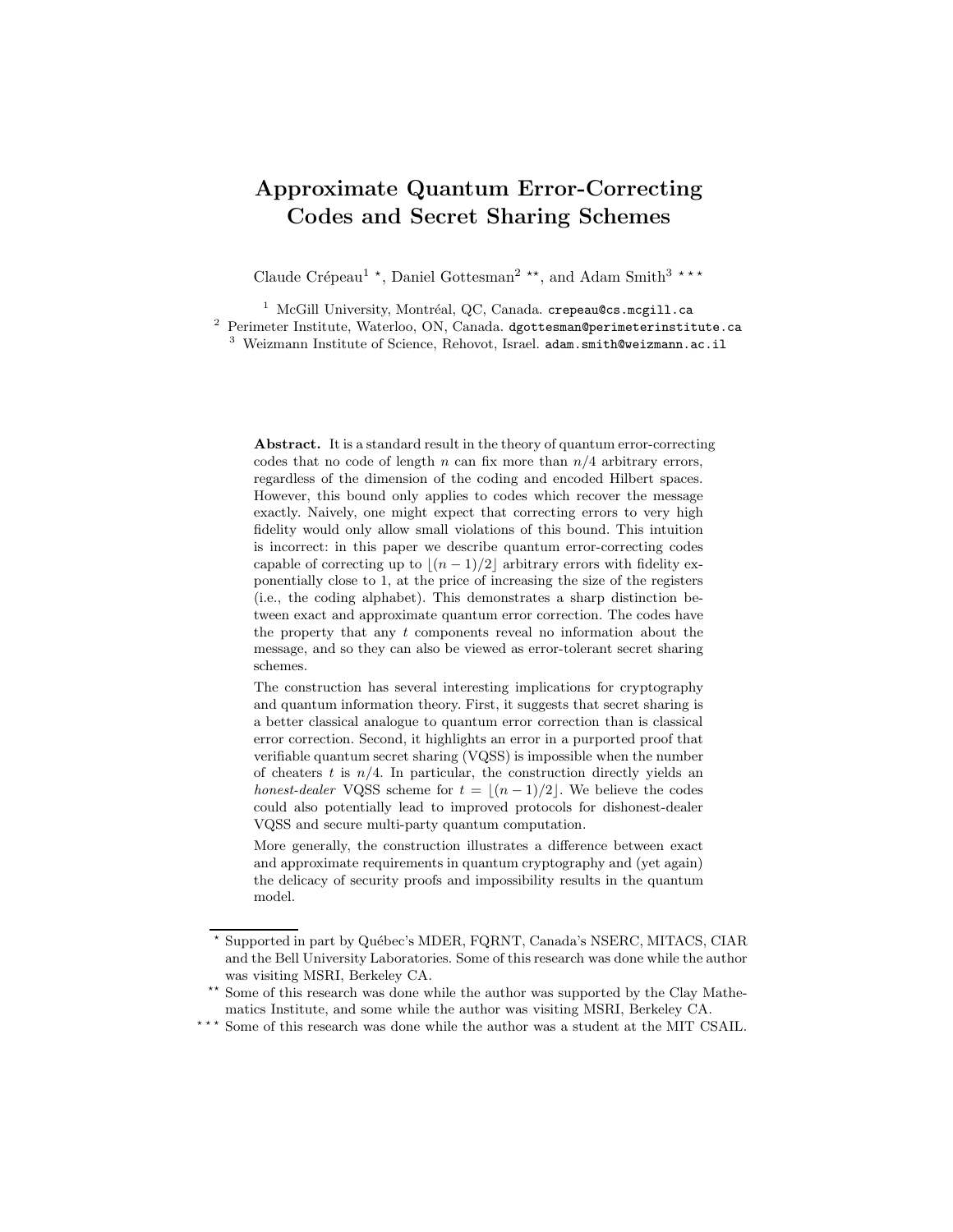# Approximate Quantum Error-Correcting Codes and Secret Sharing Schemes

Claude Crépeau[1 ⋆], Daniel Gottesman[2 ⋆⋆], and Adam Smith[3 ⋆⋆⋆]

[1] McGill University, Montréal, QC, Canada. crepeau@cs.mcgill.ca

[2] Perimeter Institute, Waterloo, ON, Canada. dgottesman@perimeterinstitute.ca

[3] Weizmann Institute of Science, Rehovot, Israel. adam.smith@weizmann.ac.il

**Abstract.** It is a standard result in the theory of quantum error-correcting codes that no code of length $n$ can fix more than $n/4$ arbitrary errors, regardless of the dimension of the coding and encoded Hilbert spaces. However, this bound only applies to codes which recover the message exactly. Naively, one might expect that correcting errors to very high fidelity would only allow small violations of this bound. This intuition is incorrect: in this paper we describe quantum error-correcting codes capable of correcting up to $\lfloor (n-1)/2 \rfloor$ arbitrary errors with fidelity exponentially close to 1, at the price of increasing the size of the registers (i.e., the coding alphabet). This demonstrates a sharp distinction between exact and approximate quantum error correction. The codes have the property that any $t$ components reveal no information about the message, and so they can also be viewed as error-tolerant secret sharing schemes.

The construction has several interesting implications for cryptography and quantum information theory. First, it suggests that secret sharing is a better classical analogue to quantum error correction than is classical error correction. Second, it highlights an error in a purported proof that verifiable quantum secret sharing (VQSS) is impossible when the number of cheaters $t$ is $n/4$. In particular, the construction directly yields an *honest-dealer* VQSS scheme for $t = \lfloor (n-1)/2 \rfloor$. We believe the codes could also potentially lead to improved protocols for dishonest-dealer VQSS and secure multi-party quantum computation.

More generally, the construction illustrates a difference between exact and approximate requirements in quantum cryptography and (yet again) the delicacy of security proofs and impossibility results in the quantum model.

---

⋆ Supported in part by Québec's MDER, FQRNT, Canada's NSERC, MITACS, CIAR and the Bell University Laboratories. Some of this research was done while the author was visiting MSRI, Berkeley CA.

⋆⋆ Some of this research was done while the author was supported by the Clay Mathematics Institute, and some while the author was visiting MSRI, Berkeley CA.

⋆⋆⋆ Some of this research was done while the author was a student at the MIT CSAIL.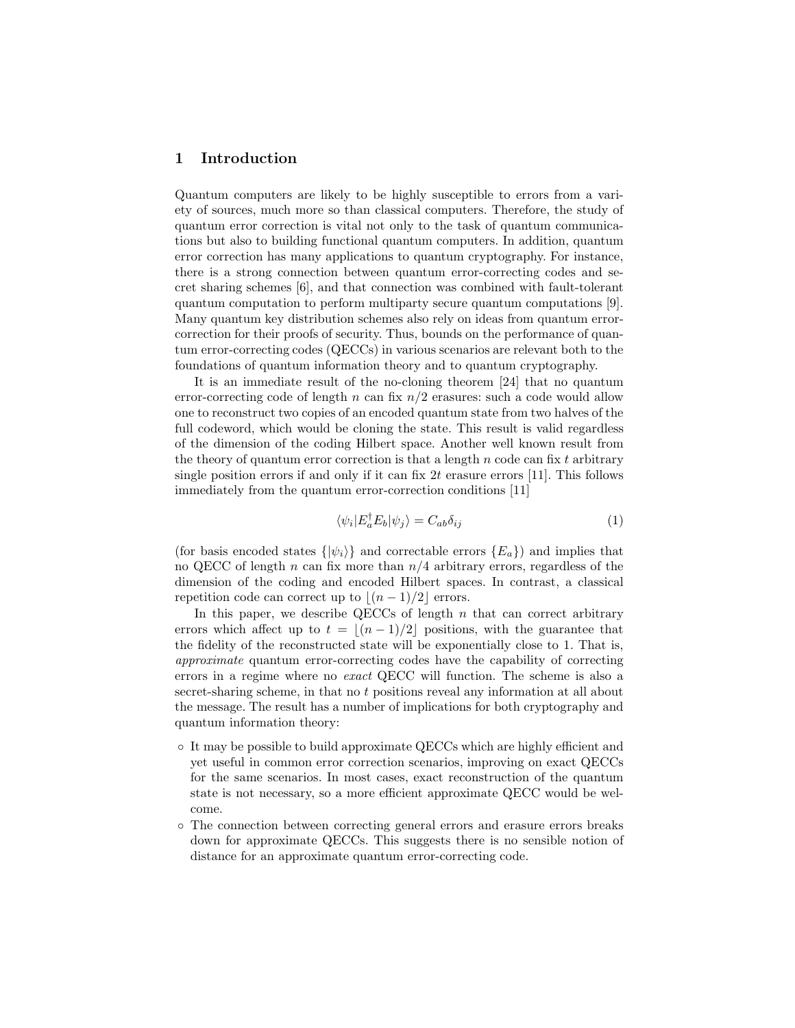## 1 Introduction

Quantum computers are likely to be highly susceptible to errors from a variety of sources, much more so than classical computers. Therefore, the study of quantum error correction is vital not only to the task of quantum communications but also to building functional quantum computers. In addition, quantum error correction has many applications to quantum cryptography. For instance, there is a strong connection between quantum error-correcting codes and secret sharing schemes [6], and that connection was combined with fault-tolerant quantum computation to perform multiparty secure quantum computations [9]. Many quantum key distribution schemes also rely on ideas from quantum error-correction for their proofs of security. Thus, bounds on the performance of quantum error-correcting codes (QECCs) in various scenarios are relevant both to the foundations of quantum information theory and to quantum cryptography.

It is an immediate result of the no-cloning theorem [24] that no quantum error-correcting code of length $n$ can fix $n/2$ erasures: such a code would allow one to reconstruct two copies of an encoded quantum state from two halves of the full codeword, which would be cloning the state. This result is valid regardless of the dimension of the coding Hilbert space. Another well known result from the theory of quantum error correction is that a length $n$ code can fix $t$ arbitrary single position errors if and only if it can fix $2t$ erasure errors [11]. This follows immediately from the quantum error-correction conditions [11]

$$\langle \psi_i | E_a^\dagger E_b | \psi_j \rangle = C_{ab} \delta_{ij} \tag{1}$$

(for basis encoded states $\{|\psi_i\rangle\}$ and correctable errors $\{E_a\}$) and implies that no QECC of length $n$ can fix more than $n/4$ arbitrary errors, regardless of the dimension of the coding and encoded Hilbert spaces. In contrast, a classical repetition code can correct up to $\lfloor (n-1)/2 \rfloor$ errors.

In this paper, we describe QECCs of length $n$ that can correct arbitrary errors which affect up to $t = \lfloor (n-1)/2 \rfloor$ positions, with the guarantee that the fidelity of the reconstructed state will be exponentially close to 1. That is, *approximate* quantum error-correcting codes have the capability of correcting errors in a regime where no *exact* QECC will function. The scheme is also a secret-sharing scheme, in that no $t$ positions reveal any information at all about the message. The result has a number of implications for both cryptography and quantum information theory:

- It may be possible to build approximate QECCs which are highly efficient and yet useful in common error correction scenarios, improving on exact QECCs for the same scenarios. In most cases, exact reconstruction of the quantum state is not necessary, so a more efficient approximate QECC would be welcome.
- The connection between correcting general errors and erasure errors breaks down for approximate QECCs. This suggests there is no sensible notion of distance for an approximate quantum error-correcting code.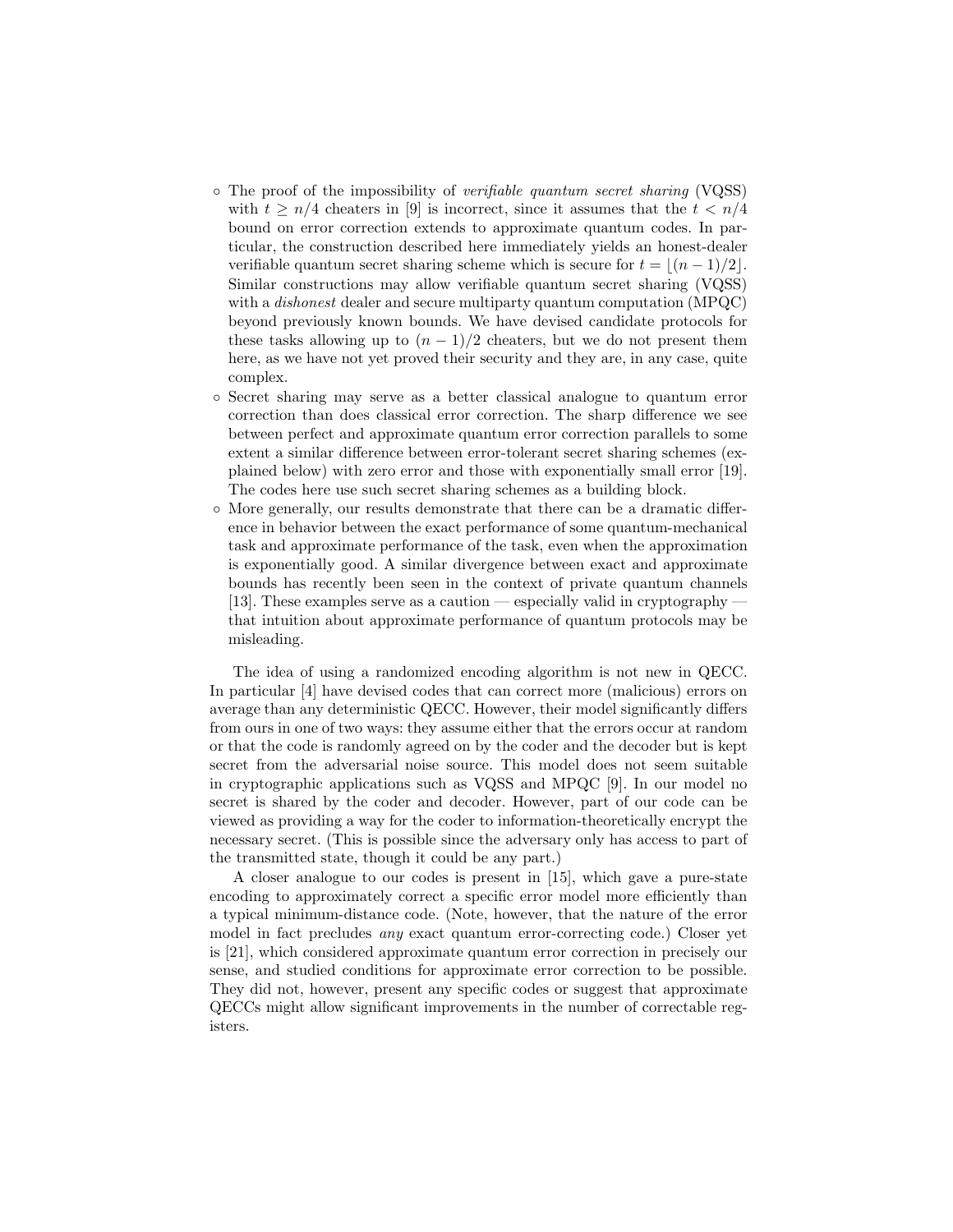- The proof of the impossibility of *verifiable quantum secret sharing* (VQSS) with $t \geq n/4$ cheaters in [9] is incorrect, since it assumes that the $t < n/4$ bound on error correction extends to approximate quantum codes. In particular, the construction described here immediately yields an honest-dealer verifiable quantum secret sharing scheme which is secure for $t = \lfloor (n-1)/2 \rfloor$. Similar constructions may allow verifiable quantum secret sharing (VQSS) with a *dishonest* dealer and secure multiparty quantum computation (MPQC) beyond previously known bounds. We have devised candidate protocols for these tasks allowing up to $(n-1)/2$ cheaters, but we do not present them here, as we have not yet proved their security and they are, in any case, quite complex.
- Secret sharing may serve as a better classical analogue to quantum error correction than does classical error correction. The sharp difference we see between perfect and approximate quantum error correction parallels to some extent a similar difference between error-tolerant secret sharing schemes (explained below) with zero error and those with exponentially small error [19]. The codes here use such secret sharing schemes as a building block.
- More generally, our results demonstrate that there can be a dramatic difference in behavior between the exact performance of some quantum-mechanical task and approximate performance of the task, even when the approximation is exponentially good. A similar divergence between exact and approximate bounds has recently been seen in the context of private quantum channels [13]. These examples serve as a caution — especially valid in cryptography — that intuition about approximate performance of quantum protocols may be misleading.

The idea of using a randomized encoding algorithm is not new in QECC. In particular [4] have devised codes that can correct more (malicious) errors on average than any deterministic QECC. However, their model significantly differs from ours in one of two ways: they assume either that the errors occur at random or that the code is randomly agreed on by the coder and the decoder but is kept secret from the adversarial noise source. This model does not seem suitable in cryptographic applications such as VQSS and MPQC [9]. In our model no secret is shared by the coder and decoder. However, part of our code can be viewed as providing a way for the coder to information-theoretically encrypt the necessary secret. (This is possible since the adversary only has access to part of the transmitted state, though it could be any part.)

A closer analogue to our codes is present in [15], which gave a pure-state encoding to approximately correct a specific error model more efficiently than a typical minimum-distance code. (Note, however, that the nature of the error model in fact precludes *any* exact quantum error-correcting code.) Closer yet is [21], which considered approximate quantum error correction in precisely our sense, and studied conditions for approximate error correction to be possible. They did not, however, present any specific codes or suggest that approximate QECCs might allow significant improvements in the number of correctable registers.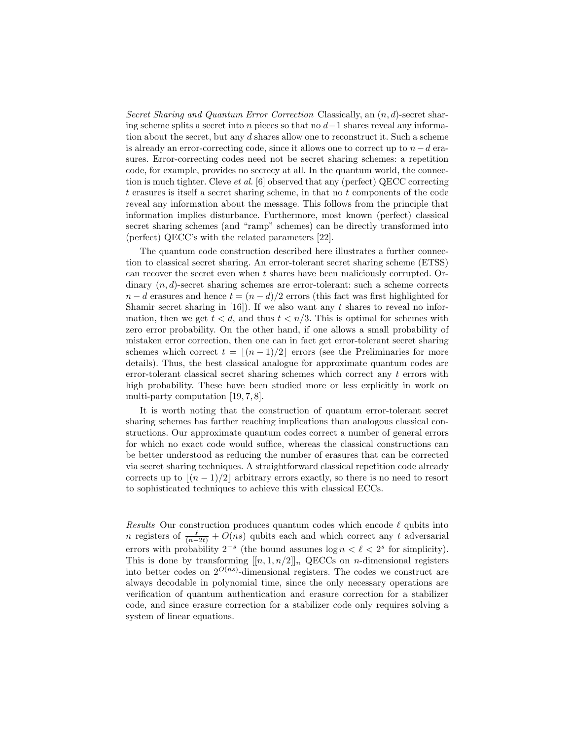*Secret Sharing and Quantum Error Correction* Classically, an $(n, d)$-secret sharing scheme splits a secret into $n$ pieces so that no $d-1$ shares reveal any information about the secret, but any $d$ shares allow one to reconstruct it. Such a scheme is already an error-correcting code, since it allows one to correct up to $n-d$ erasures. Error-correcting codes need not be secret sharing schemes: a repetition code, for example, provides no secrecy at all. In the quantum world, the connection is much tighter. Cleve *et al.* [6] observed that any (perfect) QECC correcting $t$ erasures is itself a secret sharing scheme, in that no $t$ components of the code reveal any information about the message. This follows from the principle that information implies disturbance. Furthermore, most known (perfect) classical secret sharing schemes (and "ramp" schemes) can be directly transformed into (perfect) QECC's with the related parameters [22].

The quantum code construction described here illustrates a further connection to classical secret sharing. An error-tolerant secret sharing scheme (ETSS) can recover the secret even when $t$ shares have been maliciously corrupted. Ordinary $(n, d)$-secret sharing schemes are error-tolerant: such a scheme corrects $n-d$ erasures and hence $t = (n-d)/2$ errors (this fact was first highlighted for Shamir secret sharing in [16]). If we also want any $t$ shares to reveal no information, then we get $t < d$, and thus $t < n/3$. This is optimal for schemes with zero error probability. On the other hand, if one allows a small probability of mistaken error correction, then one can in fact get error-tolerant secret sharing schemes which correct $t = \lfloor (n-1)/2 \rfloor$ errors (see the Preliminaries for more details). Thus, the best classical analogue for approximate quantum codes are error-tolerant classical secret sharing schemes which correct any $t$ errors with high probability. These have been studied more or less explicitly in work on multi-party computation [19, 7, 8].

It is worth noting that the construction of quantum error-tolerant secret sharing schemes has farther reaching implications than analogous classical constructions. Our approximate quantum codes correct a number of general errors for which no exact code would suffice, whereas the classical constructions can be better understood as reducing the number of erasures that can be corrected via secret sharing techniques. A straightforward classical repetition code already corrects up to $\lfloor (n-1)/2 \rfloor$ arbitrary errors exactly, so there is no need to resort to sophisticated techniques to achieve this with classical ECCs.

*Results* Our construction produces quantum codes which encode $\ell$ qubits into $n$ registers of $\frac{\ell}{(n-2t)} + O(ns)$ qubits each and which correct any $t$ adversarial errors with probability $2^{-s}$ (the bound assumes $\log n < \ell < 2^s$ for simplicity). This is done by transforming $[[n, 1, n/2]]_n$ QECCs on $n$-dimensional registers into better codes on $2^{O(ns)}$-dimensional registers. The codes we construct are always decodable in polynomial time, since the only necessary operations are verification of quantum authentication and erasure correction for a stabilizer code, and since erasure correction for a stabilizer code only requires solving a system of linear equations.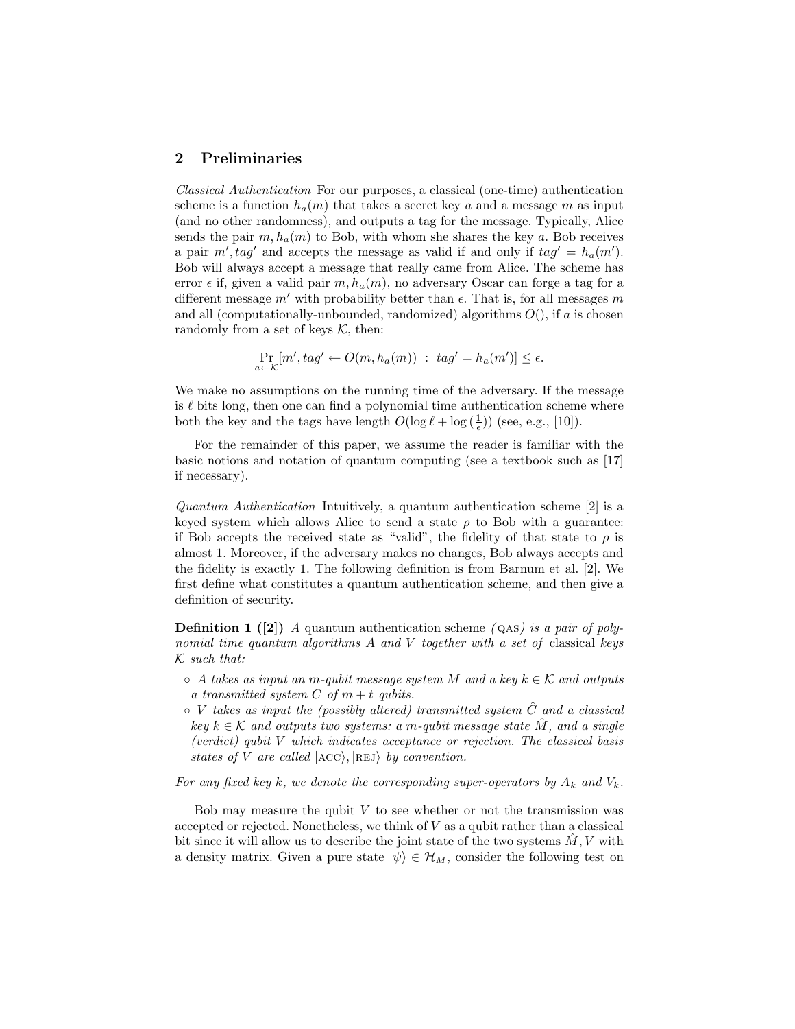## 2 Preliminaries

*Classical Authentication* For our purposes, a classical (one-time) authentication scheme is a function $h_a(m)$ that takes a secret key $a$ and a message $m$ as input (and no other randomness), and outputs a tag for the message. Typically, Alice sends the pair $m, h_a(m)$ to Bob, with whom she shares the key $a$. Bob receives a pair $m', tag'$ and accepts the message as valid if and only if $tag' = h_a(m')$. Bob will always accept a message that really came from Alice. The scheme has error $\epsilon$ if, given a valid pair $m, h_a(m)$, no adversary Oscar can forge a tag for a different message $m'$ with probability better than $\epsilon$. That is, for all messages $m$ and all (computationally-unbounded, randomized) algorithms $O()$, if $a$ is chosen randomly from a set of keys $\mathcal{K}$, then:

$$\Pr_{a \leftarrow \mathcal{K}}[m', tag' \leftarrow O(m, h_a(m)) \ : \ tag' = h_a(m')] \leq \epsilon.$$

We make no assumptions on the running time of the adversary. If the message is $\ell$ bits long, then one can find a polynomial time authentication scheme where both the key and the tags have length $O(\log \ell + \log(\frac{1}{\epsilon}))$ (see, e.g., [10]).

For the remainder of this paper, we assume the reader is familiar with the basic notions and notation of quantum computing (see a textbook such as [17] if necessary).

*Quantum Authentication* Intuitively, a quantum authentication scheme [2] is a keyed system which allows Alice to send a state $\rho$ to Bob with a guarantee: if Bob accepts the received state as "valid", the fidelity of that state to $\rho$ is almost 1. Moreover, if the adversary makes no changes, Bob always accepts and the fidelity is exactly 1. The following definition is from Barnum et al. [2]. We first define what constitutes a quantum authentication scheme, and then give a definition of security.

**Definition 1 ([2])** *A* quantum authentication scheme *(QAS) is a pair of polynomial time quantum algorithms $A$ and $V$ together with a set of* classical *keys $\mathcal{K}$ such that:*

- *$A$ takes as input an $m$-qubit message system $M$ and a key $k \in \mathcal{K}$ and outputs a transmitted system $C$ of $m + t$ qubits.*
- *$V$ takes as input the (possibly altered) transmitted system $\hat{C}$ and a classical key $k \in \mathcal{K}$ and outputs two systems: a $m$-qubit message state $\hat{M}$, and a single (verdict) qubit $V$ which indicates acceptance or rejection. The classical basis states of $V$ are called $|\text{ACC}\rangle, |\text{REJ}\rangle$ by convention.*

*For any fixed key $k$, we denote the corresponding super-operators by $A_k$ and $V_k$.*

Bob may measure the qubit $V$ to see whether or not the transmission was accepted or rejected. Nonetheless, we think of $V$ as a qubit rather than a classical bit since it will allow us to describe the joint state of the two systems $\hat{M}, V$ with a density matrix. Given a pure state $|\psi\rangle \in \mathcal{H}_M$, consider the following test on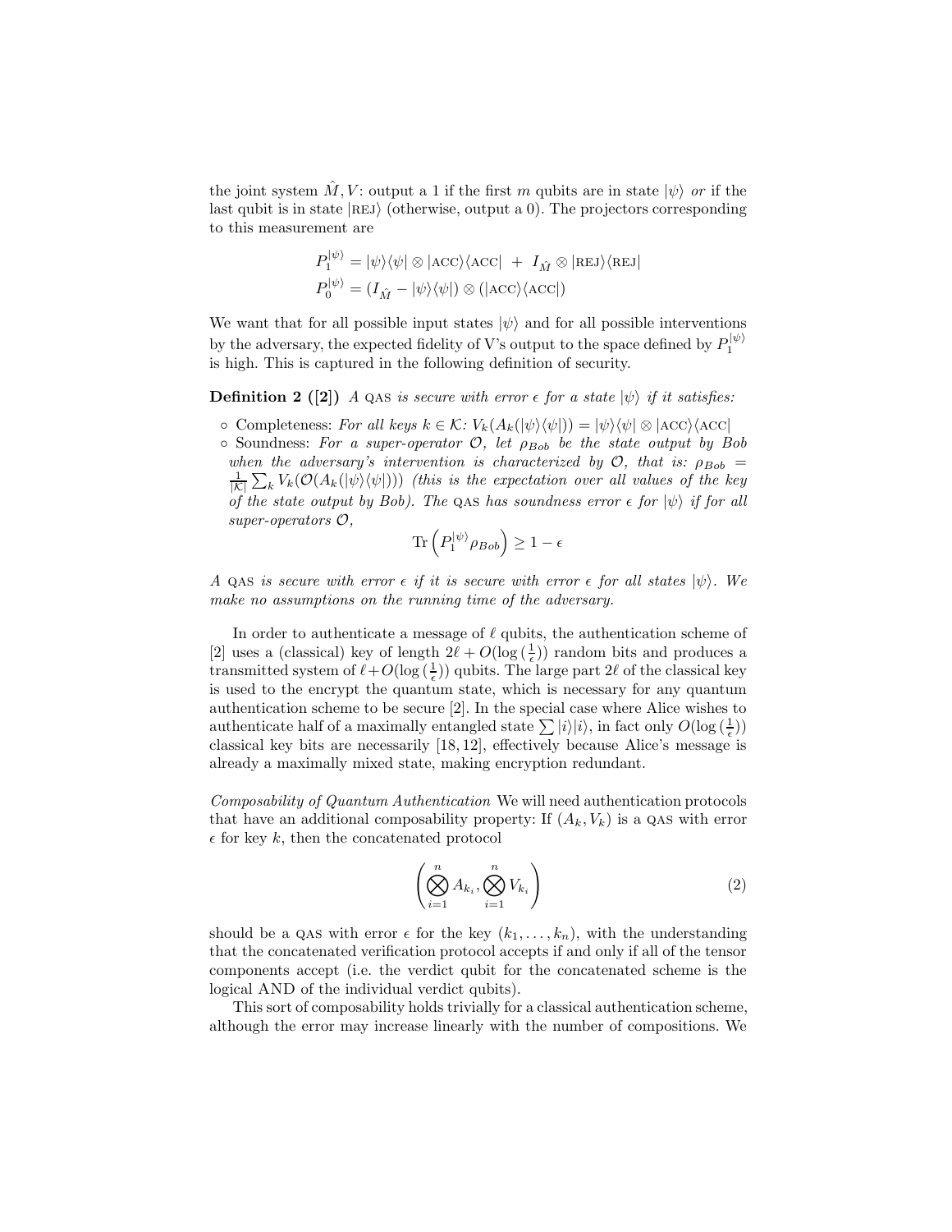the joint system $\hat{M}, V$: output a 1 if the first $m$ qubits are in state $|\psi\rangle$ *or* if the last qubit is in state $|\text{REJ}\rangle$ (otherwise, output a 0). The projectors corresponding to this measurement are

$$P_1^{|\psi\rangle} = |\psi\rangle\langle\psi| \otimes |\text{ACC}\rangle\langle\text{ACC}| \; + \; I_{\hat{M}} \otimes |\text{REJ}\rangle\langle\text{REJ}|$$
$$P_0^{|\psi\rangle} = (I_{\hat{M}} - |\psi\rangle\langle\psi|) \otimes (|\text{ACC}\rangle\langle\text{ACC}|)$$

We want that for all possible input states $|\psi\rangle$ and for all possible interventions by the adversary, the expected fidelity of V's output to the space defined by $P_1^{|\psi\rangle}$ is high. This is captured in the following definition of security.

**Definition 2 ([2])** *A* QAS *is secure with error $\epsilon$ for a state $|\psi\rangle$ if it satisfies:*

- Completeness: *For all keys $k \in \mathcal{K}$: $V_k(A_k(|\psi\rangle\langle\psi|)) = |\psi\rangle\langle\psi| \otimes |\text{ACC}\rangle\langle\text{ACC}|$*
- Soundness: *For a super-operator $\mathcal{O}$, let $\rho_{Bob}$ be the state output by Bob when the adversary's intervention is characterized by $\mathcal{O}$, that is: $\rho_{Bob} = \frac{1}{|\mathcal{K}|}\sum_k V_k(\mathcal{O}(A_k(|\psi\rangle\langle\psi|)))$ (this is the expectation over all values of the key of the state output by Bob). The* QAS *has soundness error $\epsilon$ for $|\psi\rangle$ if for all super-operators $\mathcal{O}$,*

$$\text{Tr}\left(P_1^{|\psi\rangle}\rho_{Bob}\right) \geq 1 - \epsilon$$

*A* QAS *is secure with error $\epsilon$ if it is secure with error $\epsilon$ for all states $|\psi\rangle$. We make no assumptions on the running time of the adversary.*

In order to authenticate a message of $\ell$ qubits, the authentication scheme of [2] uses a (classical) key of length $2\ell + O(\log(\frac{1}{\epsilon}))$ random bits and produces a transmitted system of $\ell + O(\log(\frac{1}{\epsilon}))$ qubits. The large part $2\ell$ of the classical key is used to the encrypt the quantum state, which is necessary for any quantum authentication scheme to be secure [2]. In the special case where Alice wishes to authenticate half of a maximally entangled state $\sum|i\rangle|i\rangle$, in fact only $O(\log(\frac{1}{\epsilon}))$ classical key bits are necessarily [18, 12], effectively because Alice's message is already a maximally mixed state, making encryption redundant.

*Composability of Quantum Authentication* We will need authentication protocols that have an additional composability property: If $(A_k, V_k)$ is a QAS with error $\epsilon$ for key $k$, then the concatenated protocol

$$\left(\bigotimes_{i=1}^{n} A_{k_i}, \bigotimes_{i=1}^{n} V_{k_i}\right) \tag{2}$$

should be a QAS with error $\epsilon$ for the key $(k_1, \ldots, k_n)$, with the understanding that the concatenated verification protocol accepts if and only if all of the tensor components accept (i.e. the verdict qubit for the concatenated scheme is the logical AND of the individual verdict qubits).

This sort of composability holds trivially for a classical authentication scheme, although the error may increase linearly with the number of compositions. We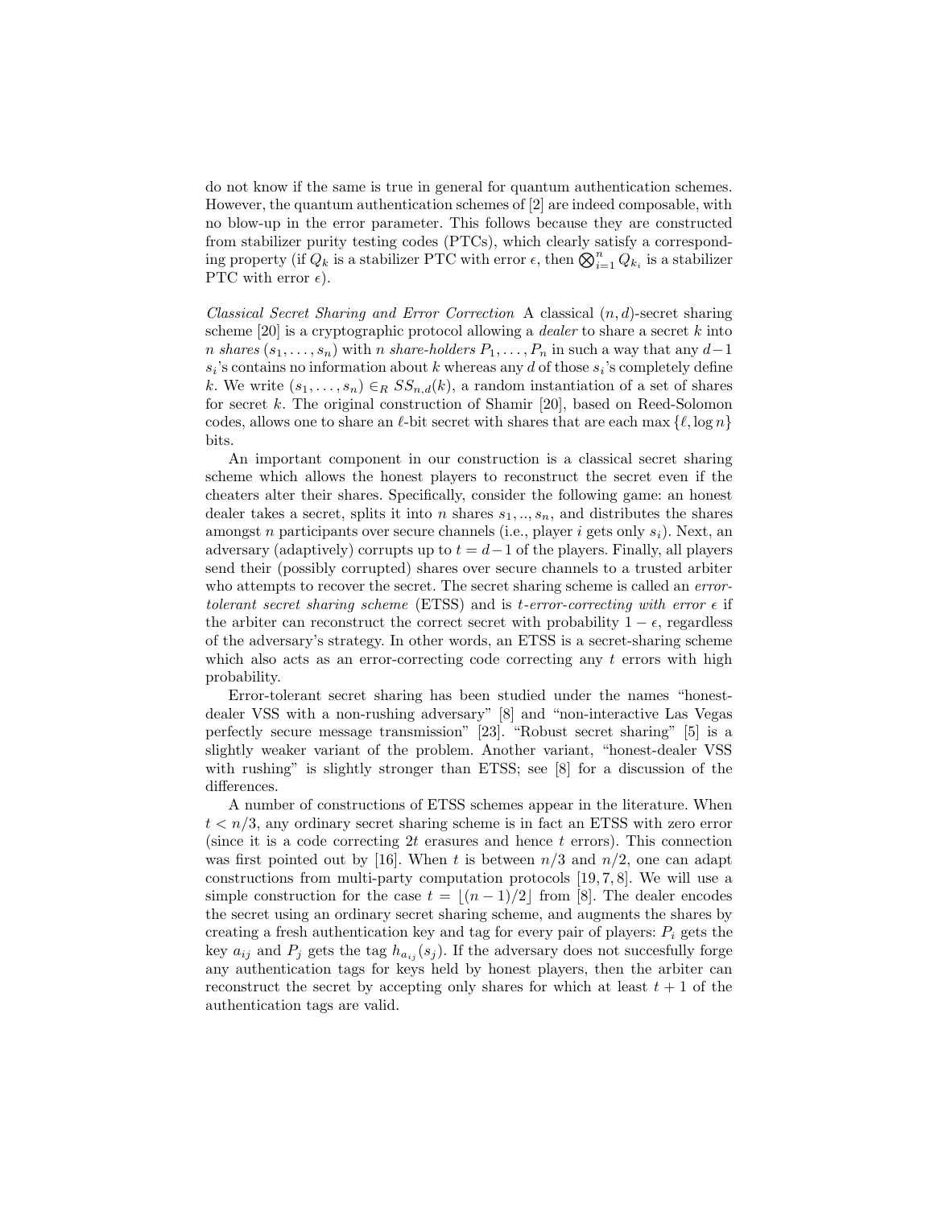do not know if the same is true in general for quantum authentication schemes. However, the quantum authentication schemes of [2] are indeed composable, with no blow-up in the error parameter. This follows because they are constructed from stabilizer purity testing codes (PTCs), which clearly satisfy a corresponding property (if $Q_k$ is a stabilizer PTC with error $\epsilon$, then $\bigotimes_{i=1}^n Q_{k_i}$ is a stabilizer PTC with error $\epsilon$).

*Classical Secret Sharing and Error Correction* A classical $(n, d)$-secret sharing scheme [20] is a cryptographic protocol allowing a *dealer* to share a secret $k$ into $n$ *shares* $(s_1, \dots, s_n)$ with $n$ *share-holders* $P_1, \dots, P_n$ in such a way that any $d-1$ $s_i$'s contains no information about $k$ whereas any $d$ of those $s_i$'s completely define $k$. We write $(s_1, \dots, s_n) \in_R SS_{n,d}(k)$, a random instantiation of a set of shares for secret $k$. The original construction of Shamir [20], based on Reed-Solomon codes, allows one to share an $\ell$-bit secret with shares that are each $\max\{\ell, \log n\}$ bits.

An important component in our construction is a classical secret sharing scheme which allows the honest players to reconstruct the secret even if the cheaters alter their shares. Specifically, consider the following game: an honest dealer takes a secret, splits it into $n$ shares $s_1, .., s_n$, and distributes the shares amongst $n$ participants over secure channels (i.e., player $i$ gets only $s_i$). Next, an adversary (adaptively) corrupts up to $t = d-1$ of the players. Finally, all players send their (possibly corrupted) shares over secure channels to a trusted arbiter who attempts to recover the secret. The secret sharing scheme is called an *error-tolerant secret sharing scheme* (ETSS) and is *$t$-error-correcting with error $\epsilon$* if the arbiter can reconstruct the correct secret with probability $1-\epsilon$, regardless of the adversary's strategy. In other words, an ETSS is a secret-sharing scheme which also acts as an error-correcting code correcting any $t$ errors with high probability.

Error-tolerant secret sharing has been studied under the names "honest-dealer VSS with a non-rushing adversary" [8] and "non-interactive Las Vegas perfectly secure message transmission" [23]. "Robust secret sharing" [5] is a slightly weaker variant of the problem. Another variant, "honest-dealer VSS with rushing" is slightly stronger than ETSS; see [8] for a discussion of the differences.

A number of constructions of ETSS schemes appear in the literature. When $t < n/3$, any ordinary secret sharing scheme is in fact an ETSS with zero error (since it is a code correcting $2t$ erasures and hence $t$ errors). This connection was first pointed out by [16]. When $t$ is between $n/3$ and $n/2$, one can adapt constructions from multi-party computation protocols [19, 7, 8]. We will use a simple construction for the case $t = \lfloor (n-1)/2 \rfloor$ from [8]. The dealer encodes the secret using an ordinary secret sharing scheme, and augments the shares by creating a fresh authentication key and tag for every pair of players: $P_i$ gets the key $a_{ij}$ and $P_j$ gets the tag $h_{a_{ij}}(s_j)$. If the adversary does not succesfully forge any authentication tags for keys held by honest players, then the arbiter can reconstruct the secret by accepting only shares for which at least $t+1$ of the authentication tags are valid.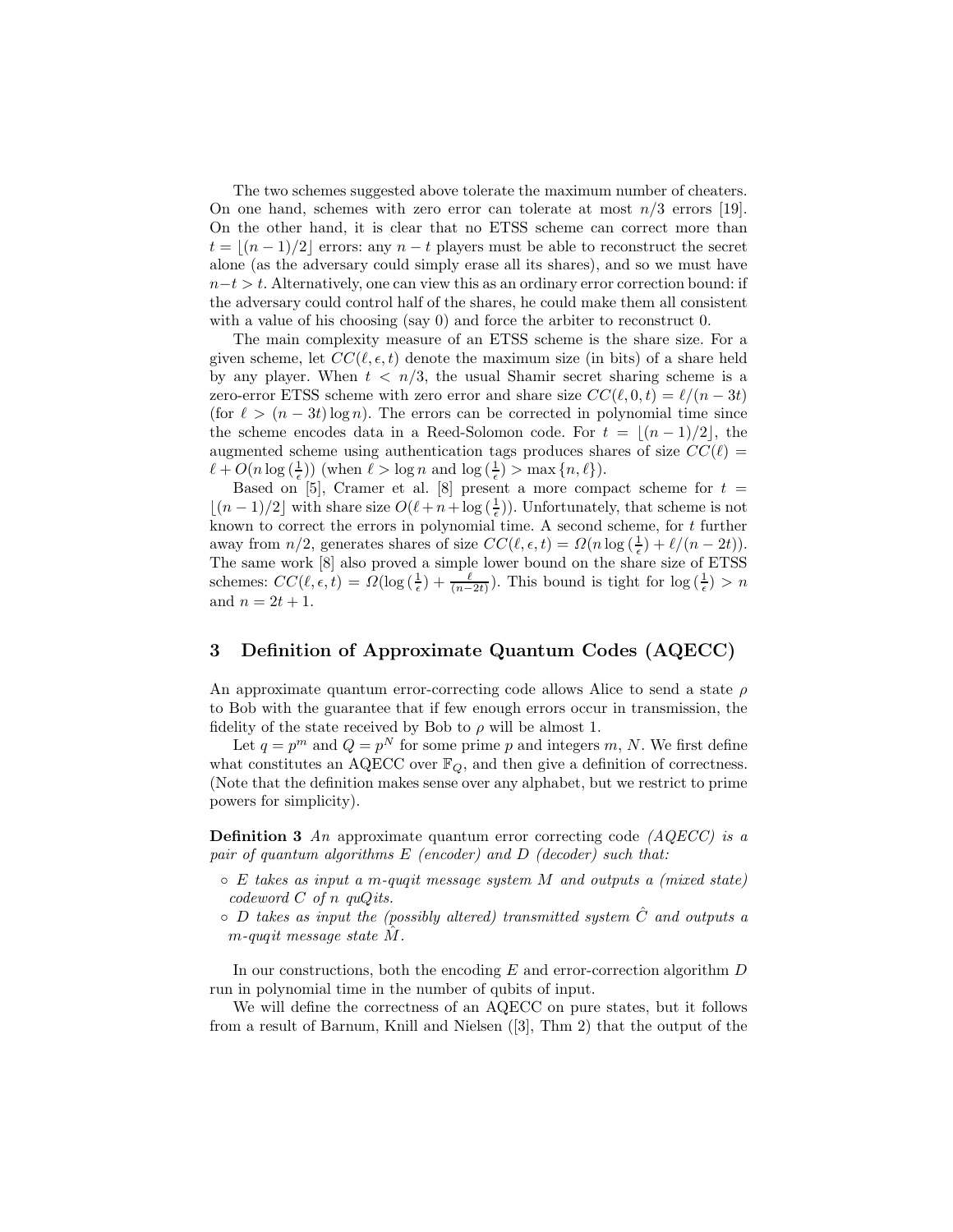The two schemes suggested above tolerate the maximum number of cheaters. On one hand, schemes with zero error can tolerate at most $n/3$ errors [19]. On the other hand, it is clear that no ETSS scheme can correct more than $t = \lfloor (n-1)/2 \rfloor$ errors: any $n-t$ players must be able to reconstruct the secret alone (as the adversary could simply erase all its shares), and so we must have $n-t > t$. Alternatively, one can view this as an ordinary error correction bound: if the adversary could control half of the shares, he could make them all consistent with a value of his choosing (say 0) and force the arbiter to reconstruct 0.

The main complexity measure of an ETSS scheme is the share size. For a given scheme, let $CC(\ell, \epsilon, t)$ denote the maximum size (in bits) of a share held by any player. When $t < n/3$, the usual Shamir secret sharing scheme is a zero-error ETSS scheme with zero error and share size $CC(\ell, 0, t) = \ell/(n-3t)$ (for $\ell > (n-3t)\log n$). The errors can be corrected in polynomial time since the scheme encodes data in a Reed-Solomon code. For $t = \lfloor (n-1)/2 \rfloor$, the augmented scheme using authentication tags produces shares of size $CC(\ell) = \ell + O(n \log(\frac{1}{\epsilon}))$ (when $\ell > \log n$ and $\log(\frac{1}{\epsilon}) > \max\{n, \ell\}$).

Based on [5], Cramer et al. [8] present a more compact scheme for $t = \lfloor (n-1)/2 \rfloor$ with share size $O(\ell + n + \log(\frac{1}{\epsilon}))$. Unfortunately, that scheme is not known to correct the errors in polynomial time. A second scheme, for $t$ further away from $n/2$, generates shares of size $CC(\ell, \epsilon, t) = \Omega(n \log(\frac{1}{\epsilon}) + \ell/(n-2t))$. The same work [8] also proved a simple lower bound on the share size of ETSS schemes: $CC(\ell, \epsilon, t) = \Omega(\log(\frac{1}{\epsilon}) + \frac{\ell}{(n-2t)})$. This bound is tight for $\log(\frac{1}{\epsilon}) > n$ and $n = 2t+1$.

## 3 Definition of Approximate Quantum Codes (AQECC)

An approximate quantum error-correcting code allows Alice to send a state $\rho$ to Bob with the guarantee that if few enough errors occur in transmission, the fidelity of the state received by Bob to $\rho$ will be almost 1.

Let $q = p^m$ and $Q = p^N$ for some prime $p$ and integers $m$, $N$. We first define what constitutes an AQECC over $\mathbb{F}_Q$, and then give a definition of correctness. (Note that the definition makes sense over any alphabet, but we restrict to prime powers for simplicity).

**Definition 3** *An* approximate quantum error correcting code *(AQECC) is a pair of quantum algorithms $E$ (encoder) and $D$ (decoder) such that:*

- *$E$ takes as input a $m$-quqit message system $M$ and outputs a (mixed state) codeword $C$ of $n$ quQits.*
- *$D$ takes as input the (possibly altered) transmitted system $\hat{C}$ and outputs a $m$-quqit message state $\hat{M}$.*

In our constructions, both the encoding $E$ and error-correction algorithm $D$ run in polynomial time in the number of qubits of input.

We will define the correctness of an AQECC on pure states, but it follows from a result of Barnum, Knill and Nielsen ([3], Thm 2) that the output of the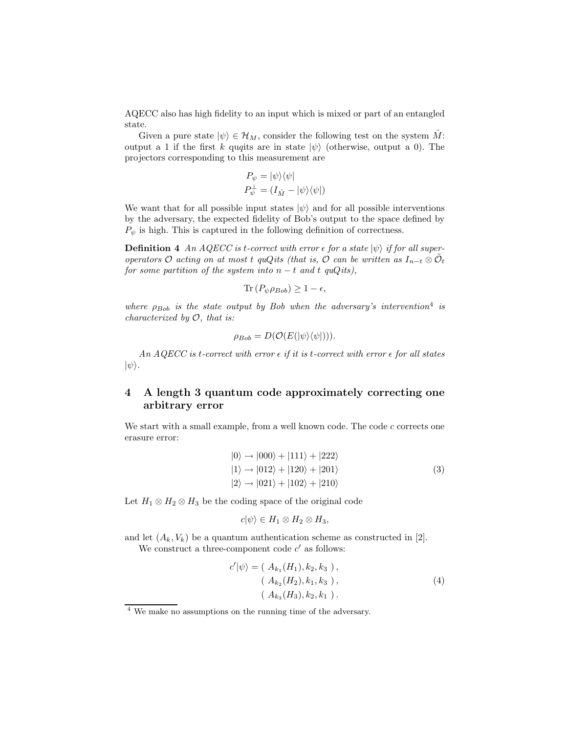AQECC also has high fidelity to an input which is mixed or part of an entangled state.

Given a pure state $|\psi\rangle \in \mathcal{H}_M$, consider the following test on the system $\hat{M}$: output a 1 if the first $k$ qu$q$its are in state $|\psi\rangle$ (otherwise, output a 0). The projectors corresponding to this measurement are

$$P_\psi = |\psi\rangle\langle\psi|$$
$$P_\psi^\perp = (I_{\hat{M}} - |\psi\rangle\langle\psi|)$$

We want that for all possible input states $|\psi\rangle$ and for all possible interventions by the adversary, the expected fidelity of Bob's output to the space defined by $P_\psi$ is high. This is captured in the following definition of correctness.

**Definition 4** *An AQECC is $t$-correct with error $\epsilon$ for a state $|\psi\rangle$ if for all super-operators $\mathcal{O}$ acting on at most $t$ quQits (that is, $\mathcal{O}$ can be written as $I_{n-t} \otimes \tilde{\mathcal{O}}_t$ for some partition of the system into $n-t$ and $t$ quQits),*

$$\mathrm{Tr}\,(P_\psi \rho_{Bob}) \geq 1 - \epsilon,$$

*where $\rho_{Bob}$ is the state output by Bob when the adversary's intervention*[4] *is characterized by $\mathcal{O}$, that is:*

$$\rho_{Bob} = D(\mathcal{O}(E(|\psi\rangle\langle\psi|))).$$

*An AQECC is $t$-correct with error $\epsilon$ if it is $t$-correct with error $\epsilon$ for all states $|\psi\rangle$.*

## 4 A length 3 quantum code approximately correcting one arbitrary error

We start with a small example, from a well known code. The code $c$ corrects one erasure error:

$$\begin{aligned} |0\rangle &\rightarrow |000\rangle + |111\rangle + |222\rangle \\ |1\rangle &\rightarrow |012\rangle + |120\rangle + |201\rangle \\ |2\rangle &\rightarrow |021\rangle + |102\rangle + |210\rangle \end{aligned} \tag{3}$$

Let $H_1 \otimes H_2 \otimes H_3$ be the coding space of the original code

$$c|\psi\rangle \in H_1 \otimes H_2 \otimes H_3,$$

and let $(A_k, V_k)$ be a quantum authentication scheme as constructed in [2].

We construct a three-component code $c'$ as follows:

$$\begin{aligned} c'|\psi\rangle = &\ (\ A_{k_1}(H_1), k_2, k_3\ )\,, \\ &\ (\ A_{k_2}(H_2), k_1, k_3\ )\,, \\ &\ (\ A_{k_3}(H_3), k_2, k_1\ )\,. \end{aligned} \tag{4}$$

[4] We make no assumptions on the running time of the adversary.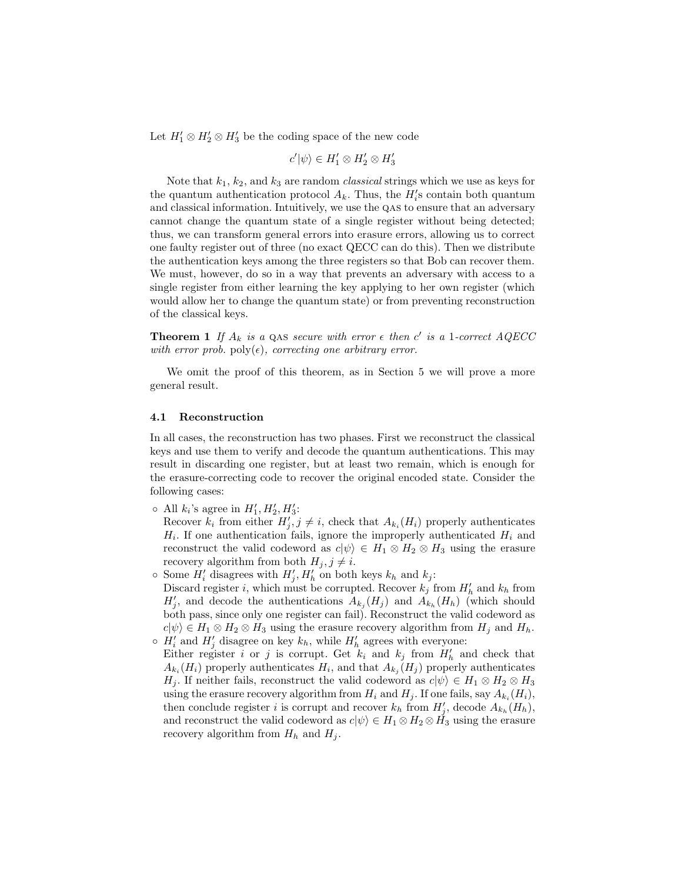Let $H_1' \otimes H_2' \otimes H_3'$ be the coding space of the new code

$$c'|\psi\rangle \in H_1' \otimes H_2' \otimes H_3'$$

Note that $k_1$, $k_2$, and $k_3$ are random *classical* strings which we use as keys for the quantum authentication protocol $A_k$. Thus, the $H_i'$s contain both quantum and classical information. Intuitively, we use the QAS to ensure that an adversary cannot change the quantum state of a single register without being detected; thus, we can transform general errors into erasure errors, allowing us to correct one faulty register out of three (no exact QECC can do this). Then we distribute the authentication keys among the three registers so that Bob can recover them. We must, however, do so in a way that prevents an adversary with access to a single register from either learning the key applying to her own register (which would allow her to change the quantum state) or from preventing reconstruction of the classical keys.

**Theorem 1** *If $A_k$ is a QAS secure with error $\epsilon$ then $c'$ is a 1-correct AQECC with error prob.* $\mathrm{poly}(\epsilon)$*, correcting one arbitrary error.*

We omit the proof of this theorem, as in Section 5 we will prove a more general result.

### 4.1 Reconstruction

In all cases, the reconstruction has two phases. First we reconstruct the classical keys and use them to verify and decode the quantum authentications. This may result in discarding one register, but at least two remain, which is enough for the erasure-correcting code to recover the original encoded state. Consider the following cases:

- All $k_i$'s agree in $H_1', H_2', H_3'$:
  Recover $k_i$ from either $H_j', j \neq i$, check that $A_{k_i}(H_i)$ properly authenticates $H_i$. If one authentication fails, ignore the improperly authenticated $H_i$ and reconstruct the valid codeword as $c|\psi\rangle \in H_1 \otimes H_2 \otimes H_3$ using the erasure recovery algorithm from both $H_j, j \neq i$.
- Some $H_i'$ disagrees with $H_j', H_h'$ on both keys $k_h$ and $k_j$:
  Discard register $i$, which must be corrupted. Recover $k_j$ from $H_h'$ and $k_h$ from $H_j'$, and decode the authentications $A_{k_j}(H_j)$ and $A_{k_h}(H_h)$ (which should both pass, since only one register can fail). Reconstruct the valid codeword as $c|\psi\rangle \in H_1 \otimes H_2 \otimes H_3$ using the erasure recovery algorithm from $H_j$ and $H_h$.
- $H_i'$ and $H_j'$ disagree on key $k_h$, while $H_h'$ agrees with everyone:
  Either register $i$ or $j$ is corrupt. Get $k_i$ and $k_j$ from $H_h'$ and check that $A_{k_i}(H_i)$ properly authenticates $H_i$, and that $A_{k_j}(H_j)$ properly authenticates $H_j$. If neither fails, reconstruct the valid codeword as $c|\psi\rangle \in H_1 \otimes H_2 \otimes H_3$ using the erasure recovery algorithm from $H_i$ and $H_j$. If one fails, say $A_{k_i}(H_i)$, then conclude register $i$ is corrupt and recover $k_h$ from $H_j'$, decode $A_{k_h}(H_h)$, and reconstruct the valid codeword as $c|\psi\rangle \in H_1 \otimes H_2 \otimes H_3$ using the erasure recovery algorithm from $H_h$ and $H_j$.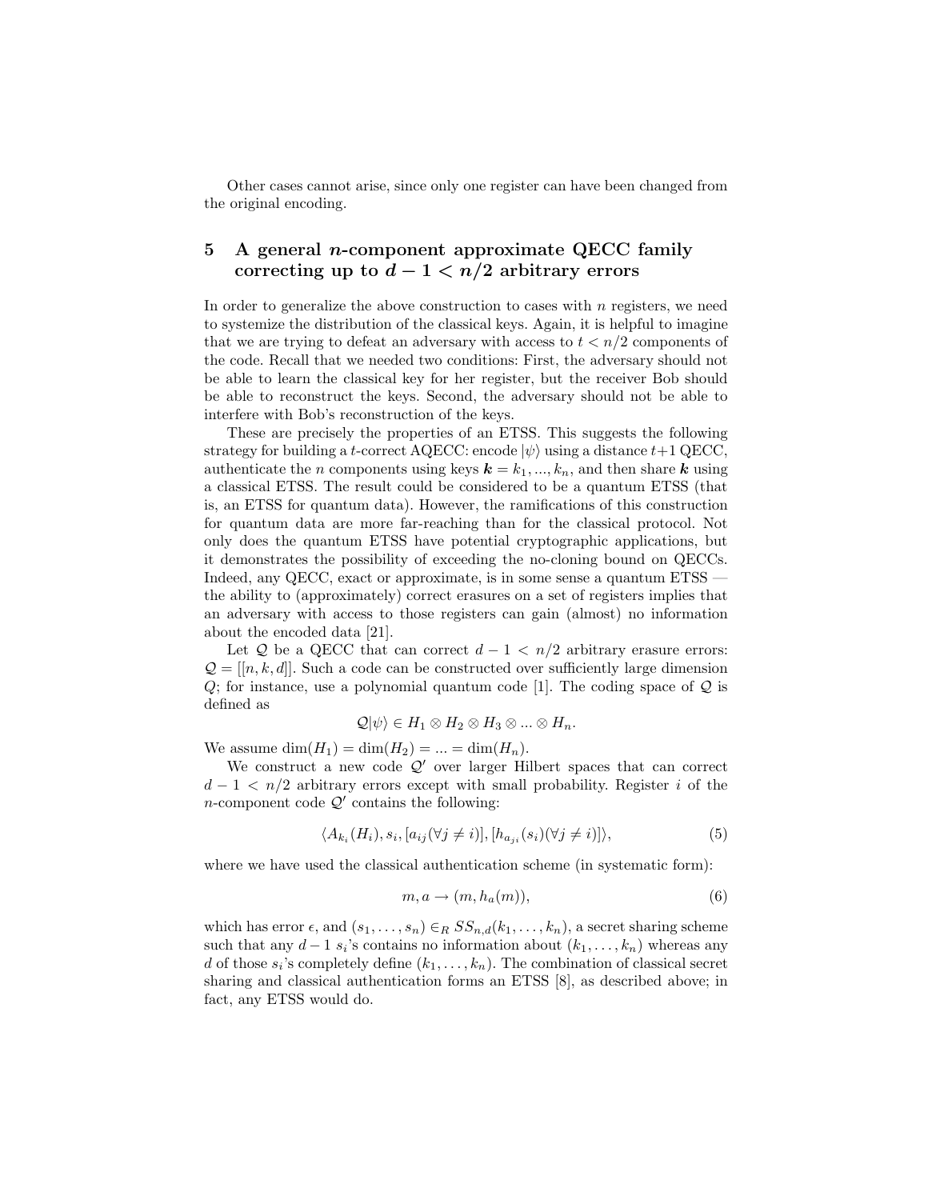Other cases cannot arise, since only one register can have been changed from the original encoding.

## 5 A general $n$-component approximate QECC family correcting up to $d-1 < n/2$ arbitrary errors

In order to generalize the above construction to cases with $n$ registers, we need to systemize the distribution of the classical keys. Again, it is helpful to imagine that we are trying to defeat an adversary with access to $t < n/2$ components of the code. Recall that we needed two conditions: First, the adversary should not be able to learn the classical key for her register, but the receiver Bob should be able to reconstruct the keys. Second, the adversary should not be able to interfere with Bob's reconstruction of the keys.

These are precisely the properties of an ETSS. This suggests the following strategy for building a $t$-correct AQECC: encode $|\psi\rangle$ using a distance $t+1$ QECC, authenticate the $n$ components using keys $\boldsymbol{k} = k_1, ..., k_n$, and then share $\boldsymbol{k}$ using a classical ETSS. The result could be considered to be a quantum ETSS (that is, an ETSS for quantum data). However, the ramifications of this construction for quantum data are more far-reaching than for the classical protocol. Not only does the quantum ETSS have potential cryptographic applications, but it demonstrates the possibility of exceeding the no-cloning bound on QECCs. Indeed, any QECC, exact or approximate, is in some sense a quantum ETSS — the ability to (approximately) correct erasures on a set of registers implies that an adversary with access to those registers can gain (almost) no information about the encoded data [21].

Let $\mathcal{Q}$ be a QECC that can correct $d-1 < n/2$ arbitrary erasure errors: $\mathcal{Q} = [[n, k, d]]$. Such a code can be constructed over sufficiently large dimension $Q$; for instance, use a polynomial quantum code [1]. The coding space of $\mathcal{Q}$ is defined as

$$\mathcal{Q}|\psi\rangle \in H_1 \otimes H_2 \otimes H_3 \otimes ... \otimes H_n.$$

We assume $\dim(H_1) = \dim(H_2) = ... = \dim(H_n)$.

We construct a new code $\mathcal{Q}'$ over larger Hilbert spaces that can correct $d-1 < n/2$ arbitrary errors except with small probability. Register $i$ of the $n$-component code $\mathcal{Q}'$ contains the following:

$$\langle A_{k_i}(H_i), s_i, [a_{ij}(\forall j \neq i)], [h_{a_{ji}}(s_i)(\forall j \neq i)] \rangle, \tag{5}$$

where we have used the classical authentication scheme (in systematic form):

$$m, a \rightarrow (m, h_a(m)), \tag{6}$$

which has error $\epsilon$, and $(s_1, \ldots, s_n) \in_R SS_{n,d}(k_1, \ldots, k_n)$, a secret sharing scheme such that any $d-1$ $s_i$'s contains no information about $(k_1, \ldots, k_n)$ whereas any $d$ of those $s_i$'s completely define $(k_1, \ldots, k_n)$. The combination of classical secret sharing and classical authentication forms an ETSS [8], as described above; in fact, any ETSS would do.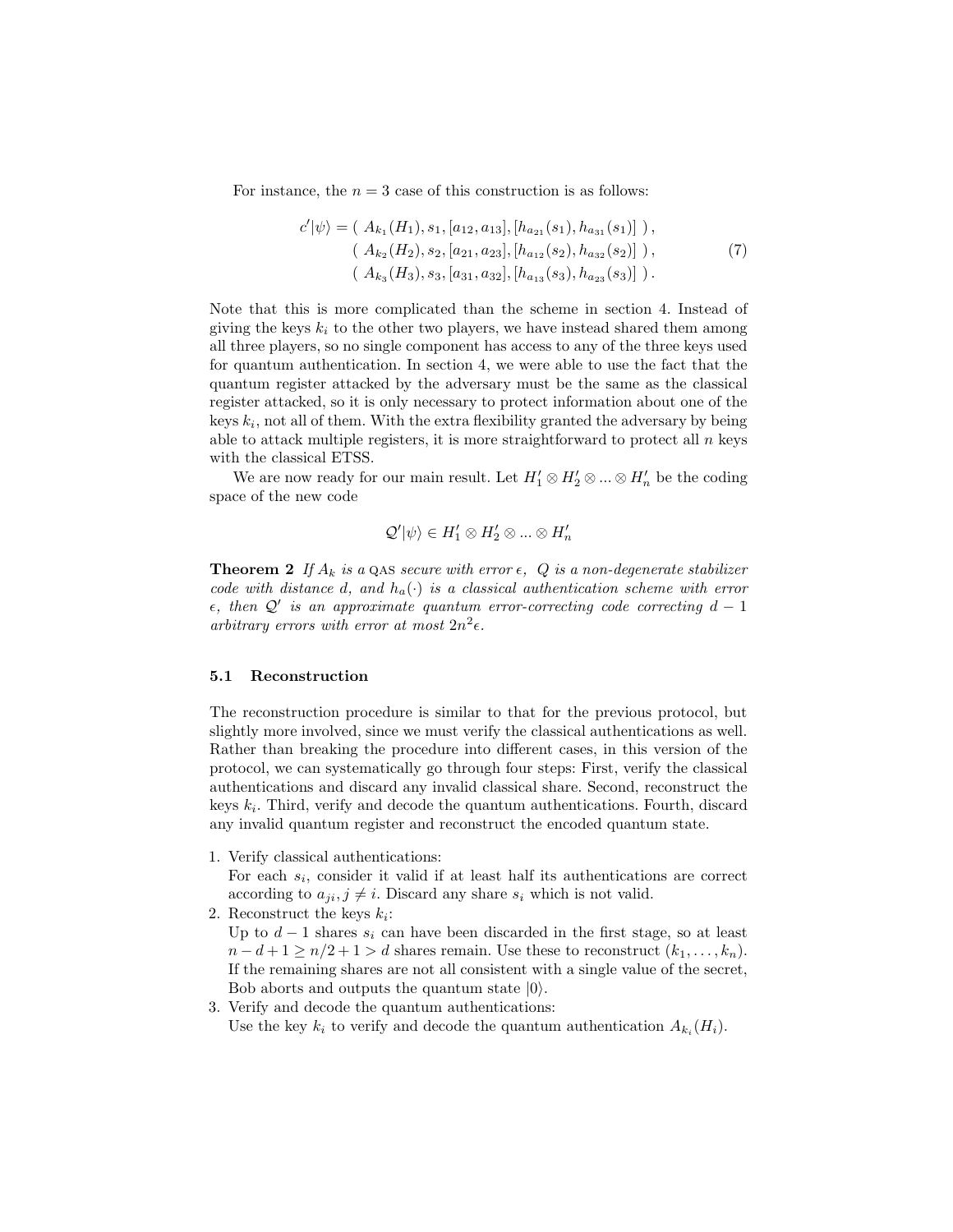For instance, the $n = 3$ case of this construction is as follows:

$$
\begin{aligned}
c'|\psi\rangle = &(\ A_{k_1}(H_1), s_1, [a_{12}, a_{13}], [h_{a_{21}}(s_1), h_{a_{31}}(s_1)]\ ), \\
&(\ A_{k_2}(H_2), s_2, [a_{21}, a_{23}], [h_{a_{12}}(s_2), h_{a_{32}}(s_2)]\ ), \\
&(\ A_{k_3}(H_3), s_3, [a_{31}, a_{32}], [h_{a_{13}}(s_3), h_{a_{23}}(s_3)]\ ).
\end{aligned} \tag{7}
$$

Note that this is more complicated than the scheme in section 4. Instead of giving the keys $k_i$ to the other two players, we have instead shared them among all three players, so no single component has access to any of the three keys used for quantum authentication. In section 4, we were able to use the fact that the quantum register attacked by the adversary must be the same as the classical register attacked, so it is only necessary to protect information about one of the keys $k_i$, not all of them. With the extra flexibility granted the adversary by being able to attack multiple registers, it is more straightforward to protect all $n$ keys with the classical ETSS.

We are now ready for our main result. Let $H_1' \otimes H_2' \otimes ... \otimes H_n'$ be the coding space of the new code

$$\mathcal{Q}'|\psi\rangle \in H_1' \otimes H_2' \otimes ... \otimes H_n'$$

**Theorem 2** *If $A_k$ is a* QAS *secure with error $\epsilon$, $\mathcal{Q}$ is a non-degenerate stabilizer code with distance $d$, and $h_a(\cdot)$ is a classical authentication scheme with error $\epsilon$, then $\mathcal{Q}'$ is an approximate quantum error-correcting code correcting $d-1$ arbitrary errors with error at most $2n^2\epsilon$.*

### 5.1 Reconstruction

The reconstruction procedure is similar to that for the previous protocol, but slightly more involved, since we must verify the classical authentications as well. Rather than breaking the procedure into different cases, in this version of the protocol, we can systematically go through four steps: First, verify the classical authentications and discard any invalid classical share. Second, reconstruct the keys $k_i$. Third, verify and decode the quantum authentications. Fourth, discard any invalid quantum register and reconstruct the encoded quantum state.

1. Verify classical authentications:
   For each $s_i$, consider it valid if at least half its authentications are correct according to $a_{ji}, j \neq i$. Discard any share $s_i$ which is not valid.
2. Reconstruct the keys $k_i$:
   Up to $d-1$ shares $s_i$ can have been discarded in the first stage, so at least $n - d + 1 \geq n/2 + 1 > d$ shares remain. Use these to reconstruct $(k_1, \ldots, k_n)$. If the remaining shares are not all consistent with a single value of the secret, Bob aborts and outputs the quantum state $|0\rangle$.
3. Verify and decode the quantum authentications:
   Use the key $k_i$ to verify and decode the quantum authentication $A_{k_i}(H_i)$.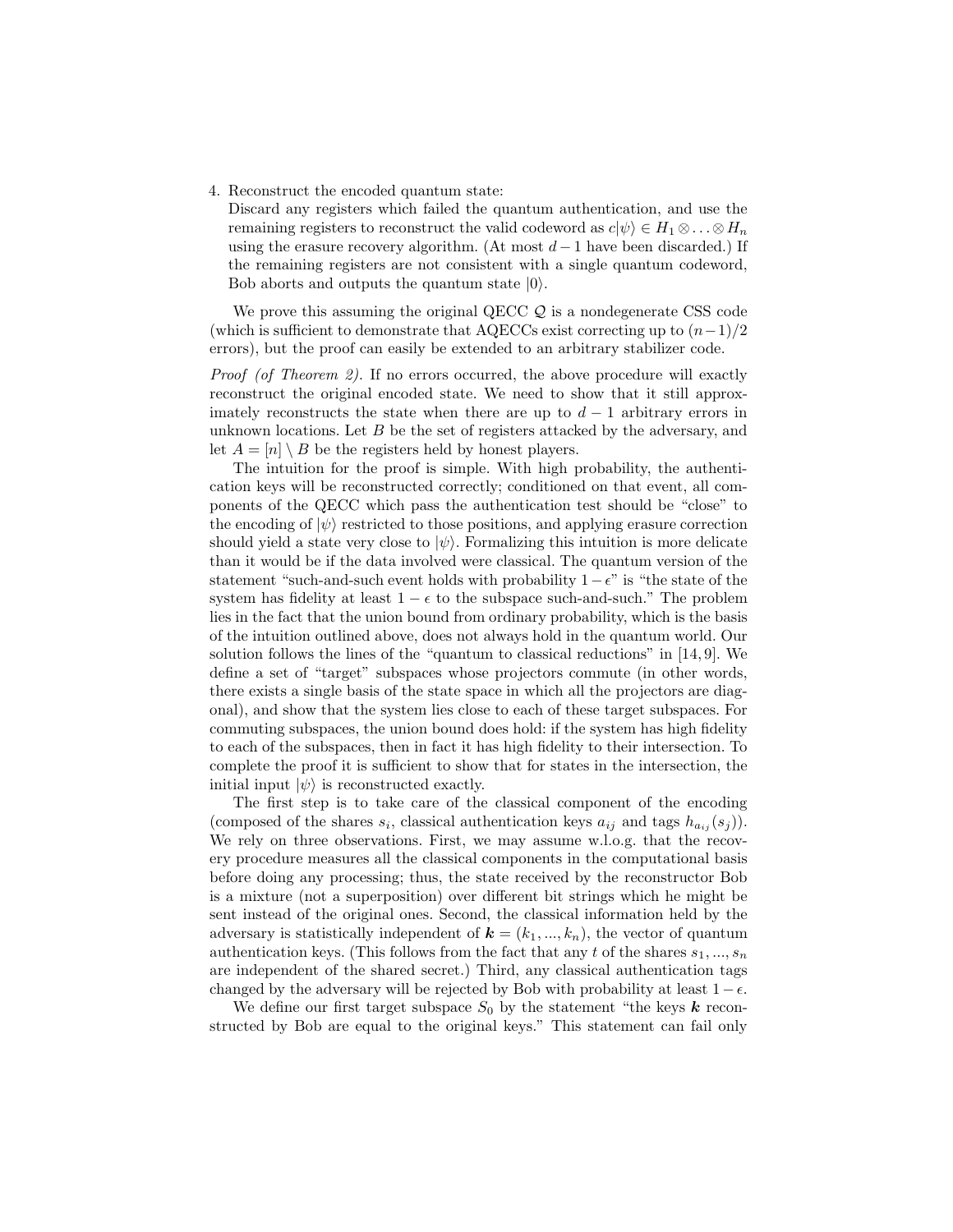4. Reconstruct the encoded quantum state:
   Discard any registers which failed the quantum authentication, and use the remaining registers to reconstruct the valid codeword as $c|\psi\rangle \in H_1 \otimes \ldots \otimes H_n$ using the erasure recovery algorithm. (At most $d-1$ have been discarded.) If the remaining registers are not consistent with a single quantum codeword, Bob aborts and outputs the quantum state $|0\rangle$.

We prove this assuming the original QECC $\mathcal{Q}$ is a nondegenerate CSS code (which is sufficient to demonstrate that AQECCs exist correcting up to $(n-1)/2$ errors), but the proof can easily be extended to an arbitrary stabilizer code.

*Proof (of Theorem 2).* If no errors occurred, the above procedure will exactly reconstruct the original encoded state. We need to show that it still approximately reconstructs the state when there are up to $d-1$ arbitrary errors in unknown locations. Let $B$ be the set of registers attacked by the adversary, and let $A = [n] \setminus B$ be the registers held by honest players.

The intuition for the proof is simple. With high probability, the authentication keys will be reconstructed correctly; conditioned on that event, all components of the QECC which pass the authentication test should be "close" to the encoding of $|\psi\rangle$ restricted to those positions, and applying erasure correction should yield a state very close to $|\psi\rangle$. Formalizing this intuition is more delicate than it would be if the data involved were classical. The quantum version of the statement "such-and-such event holds with probability $1-\epsilon$" is "the state of the system has fidelity at least $1-\epsilon$ to the subspace such-and-such." The problem lies in the fact that the union bound from ordinary probability, which is the basis of the intuition outlined above, does not always hold in the quantum world. Our solution follows the lines of the "quantum to classical reductions" in [14, 9]. We define a set of "target" subspaces whose projectors commute (in other words, there exists a single basis of the state space in which all the projectors are diagonal), and show that the system lies close to each of these target subspaces. For commuting subspaces, the union bound does hold: if the system has high fidelity to each of the subspaces, then in fact it has high fidelity to their intersection. To complete the proof it is sufficient to show that for states in the intersection, the initial input $|\psi\rangle$ is reconstructed exactly.

The first step is to take care of the classical component of the encoding (composed of the shares $s_i$, classical authentication keys $a_{ij}$ and tags $h_{a_{ij}}(s_j)$). We rely on three observations. First, we may assume w.l.o.g. that the recovery procedure measures all the classical components in the computational basis before doing any processing; thus, the state received by the reconstructor Bob is a mixture (not a superposition) over different bit strings which he might be sent instead of the original ones. Second, the classical information held by the adversary is statistically independent of $\boldsymbol{k} = (k_1, ..., k_n)$, the vector of quantum authentication keys. (This follows from the fact that any $t$ of the shares $s_1, ..., s_n$ are independent of the shared secret.) Third, any classical authentication tags changed by the adversary will be rejected by Bob with probability at least $1-\epsilon$.

We define our first target subspace $S_0$ by the statement "the keys $\boldsymbol{k}$ reconstructed by Bob are equal to the original keys." This statement can fail only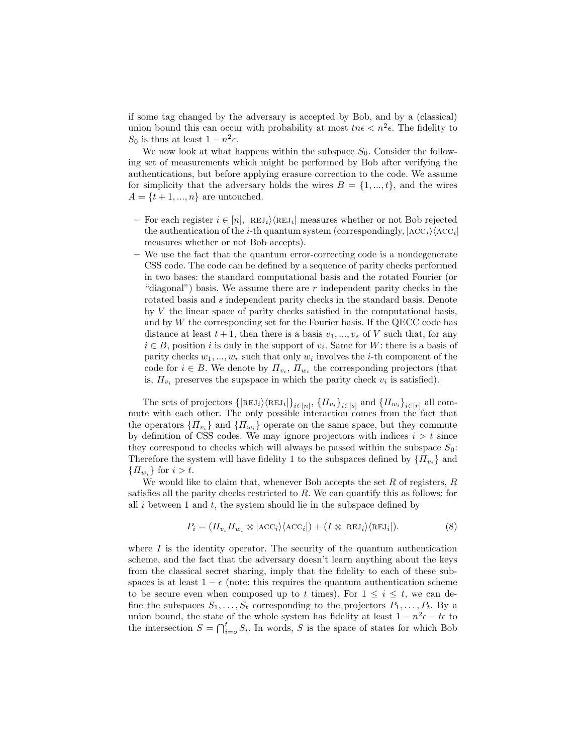if some tag changed by the adversary is accepted by Bob, and by a (classical) union bound this can occur with probability at most $tn\epsilon < n^2\epsilon$. The fidelity to $S_0$ is thus at least $1 - n^2\epsilon$.

We now look at what happens within the subspace $S_0$. Consider the following set of measurements which might be performed by Bob after verifying the authentications, but before applying erasure correction to the code. We assume for simplicity that the adversary holds the wires $B = \{1, ..., t\}$, and the wires $A = \{t + 1, ..., n\}$ are untouched.

- For each register $i \in [n]$, $|\text{REJ}_i\rangle\langle\text{REJ}_i|$ measures whether or not Bob rejected the authentication of the $i$-th quantum system (correspondingly, $|\text{ACC}_i\rangle\langle\text{ACC}_i|$ measures whether or not Bob accepts).
- We use the fact that the quantum error-correcting code is a nondegenerate CSS code. The code can be defined by a sequence of parity checks performed in two bases: the standard computational basis and the rotated Fourier (or "diagonal") basis. We assume there are $r$ independent parity checks in the rotated basis and $s$ independent parity checks in the standard basis. Denote by $V$ the linear space of parity checks satisfied in the computational basis, and by $W$ the corresponding set for the Fourier basis. If the QECC code has distance at least $t + 1$, then there is a basis $v_1, ..., v_s$ of $V$ such that, for any $i \in B$, position $i$ is only in the support of $v_i$. Same for $W$: there is a basis of parity checks $w_1, ..., w_r$ such that only $w_i$ involves the $i$-th component of the code for $i \in B$. We denote by $\Pi_{v_i}$, $\Pi_{w_i}$ the corresponding projectors (that is, $\Pi_{v_i}$ preserves the supspace in which the parity check $v_i$ is satisfied).

The sets of projectors $\{|\text{REJ}_i\rangle\langle\text{REJ}_i|\}_{i\in[n]}$, $\{\Pi_{v_i}\}_{i\in[s]}$ and $\{\Pi_{w_i}\}_{i\in[r]}$ all commute with each other. The only possible interaction comes from the fact that the operators $\{\Pi_{v_i}\}$ and $\{\Pi_{w_i}\}$ operate on the same space, but they commute by definition of CSS codes. We may ignore projectors with indices $i > t$ since they correspond to checks which will always be passed within the subspace $S_0$: Therefore the system will have fidelity 1 to the subspaces defined by $\{\Pi_{v_i}\}$ and $\{\Pi_{w_i}\}$ for $i > t$.

We would like to claim that, whenever Bob accepts the set $R$ of registers, $R$ satisfies all the parity checks restricted to $R$. We can quantify this as follows: for all $i$ between 1 and $t$, the system should lie in the subspace defined by

$$P_i = (\Pi_{v_i}\Pi_{w_i} \otimes |\text{ACC}_i\rangle\langle\text{ACC}_i|) + (I \otimes |\text{REJ}_i\rangle\langle\text{REJ}_i|). \tag{8}$$

where $I$ is the identity operator. The security of the quantum authentication scheme, and the fact that the adversary doesn't learn anything about the keys from the classical secret sharing, imply that the fidelity to each of these subspaces is at least $1 - \epsilon$ (note: this requires the quantum authentication scheme to be secure even when composed up to $t$ times). For $1 \leq i \leq t$, we can define the subspaces $S_1, \ldots, S_t$ corresponding to the projectors $P_1, \ldots, P_t$. By a union bound, the state of the whole system has fidelity at least $1 - n^2\epsilon - t\epsilon$ to the intersection $S = \bigcap_{i=o}^{t} S_i$. In words, $S$ is the space of states for which Bob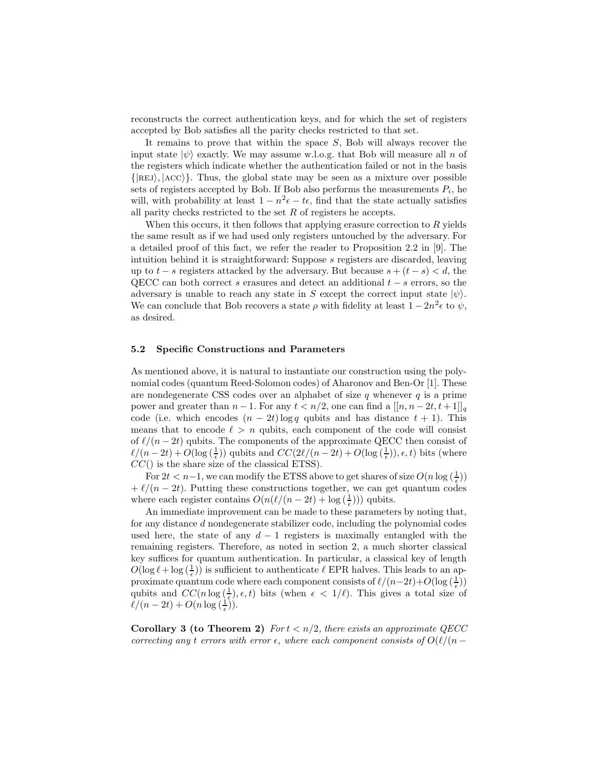reconstructs the correct authentication keys, and for which the set of registers accepted by Bob satisfies all the parity checks restricted to that set.

It remains to prove that within the space $S$, Bob will always recover the input state $|\psi\rangle$ exactly. We may assume w.l.o.g. that Bob will measure all $n$ of the registers which indicate whether the authentication failed or not in the basis $\{|\text{REJ}\rangle, |\text{ACC}\rangle\}$. Thus, the global state may be seen as a mixture over possible sets of registers accepted by Bob. If Bob also performs the measurements $P_i$, he will, with probability at least $1 - n^2\epsilon - t\epsilon$, find that the state actually satisfies all parity checks restricted to the set $R$ of registers he accepts.

When this occurs, it then follows that applying erasure correction to $R$ yields the same result as if we had used only registers untouched by the adversary. For a detailed proof of this fact, we refer the reader to Proposition 2.2 in [9]. The intuition behind it is straightforward: Suppose $s$ registers are discarded, leaving up to $t - s$ registers attacked by the adversary. But because $s + (t - s) < d$, the QECC can both correct $s$ erasures and detect an additional $t - s$ errors, so the adversary is unable to reach any state in $S$ except the correct input state $|\psi\rangle$. We can conclude that Bob recovers a state $\rho$ with fidelity at least $1 - 2n^2\epsilon$ to $\psi$, as desired.

### 5.2 Specific Constructions and Parameters

As mentioned above, it is natural to instantiate our construction using the polynomial codes (quantum Reed-Solomon codes) of Aharonov and Ben-Or [1]. These are nondegenerate CSS codes over an alphabet of size $q$ whenever $q$ is a prime power and greater than $n - 1$. For any $t < n/2$, one can find a $[[n, n - 2t, t + 1]]_q$ code (i.e. which encodes $(n - 2t) \log q$ qubits and has distance $t + 1$). This means that to encode $\ell > n$ qubits, each component of the code will consist of $\ell/(n - 2t)$ qubits. The components of the approximate QECC then consist of $\ell/(n - 2t) + O(\log(\frac{1}{\epsilon}))$ qubits and $CC(2\ell/(n - 2t) + O(\log(\frac{1}{\epsilon})), \epsilon, t)$ bits (where $CC()$ is the share size of the classical ETSS).

For $2t < n-1$, we can modify the ETSS above to get shares of size $O(n \log(\frac{1}{\epsilon})) + \ell/(n - 2t)$. Putting these constructions together, we can get quantum codes where each register contains $O(n(\ell/(n - 2t) + \log(\frac{1}{\epsilon})))$ qubits.

An immediate improvement can be made to these parameters by noting that, for any distance $d$ nondegenerate stabilizer code, including the polynomial codes used here, the state of any $d - 1$ registers is maximally entangled with the remaining registers. Therefore, as noted in section 2, a much shorter classical key suffices for quantum authentication. In particular, a classical key of length $O(\log \ell + \log(\frac{1}{\epsilon}))$ is sufficient to authenticate $\ell$ EPR halves. This leads to an approximate quantum code where each component consists of $\ell/(n-2t)+O(\log(\frac{1}{\epsilon}))$ qubits and $CC(n \log(\frac{1}{\epsilon}), \epsilon, t)$ bits (when $\epsilon < 1/\ell$). This gives a total size of $\ell/(n - 2t) + O(n \log(\frac{1}{\epsilon}))$.

**Corollary 3 (to Theorem 2)** *For $t < n/2$, there exists an approximate QECC correcting any $t$ errors with error $\epsilon$, where each component consists of $O(\ell/(n -$*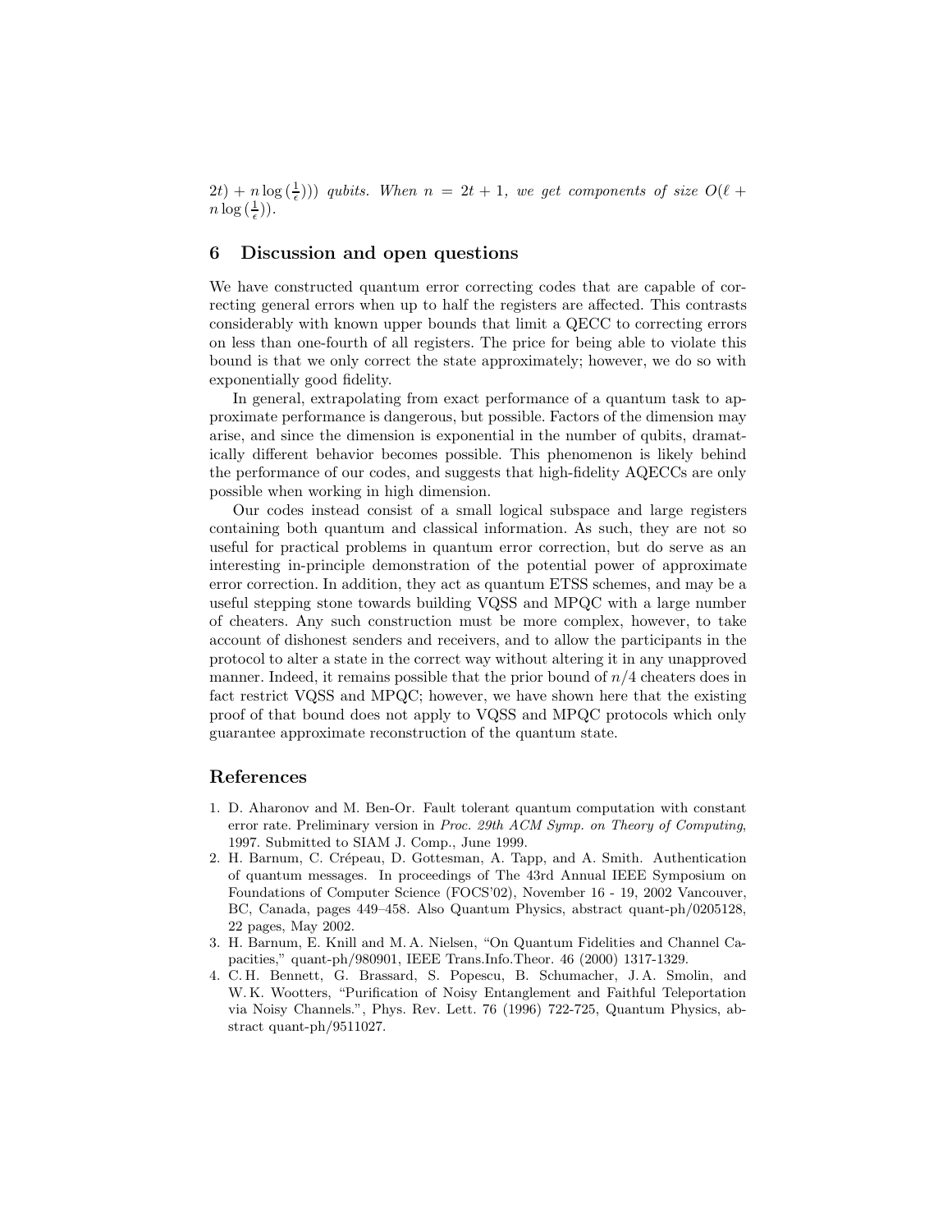*$2t) + n \log(\frac{1}{\epsilon})))$ qubits. When $n = 2t + 1$, we get components of size $O(\ell + n \log(\frac{1}{\epsilon}))$.*

## 6 Discussion and open questions

We have constructed quantum error correcting codes that are capable of correcting general errors when up to half the registers are affected. This contrasts considerably with known upper bounds that limit a QECC to correcting errors on less than one-fourth of all registers. The price for being able to violate this bound is that we only correct the state approximately; however, we do so with exponentially good fidelity.

In general, extrapolating from exact performance of a quantum task to approximate performance is dangerous, but possible. Factors of the dimension may arise, and since the dimension is exponential in the number of qubits, dramatically different behavior becomes possible. This phenomenon is likely behind the performance of our codes, and suggests that high-fidelity AQECCs are only possible when working in high dimension.

Our codes instead consist of a small logical subspace and large registers containing both quantum and classical information. As such, they are not so useful for practical problems in quantum error correction, but do serve as an interesting in-principle demonstration of the potential power of approximate error correction. In addition, they act as quantum ETSS schemes, and may be a useful stepping stone towards building VQSS and MPQC with a large number of cheaters. Any such construction must be more complex, however, to take account of dishonest senders and receivers, and to allow the participants in the protocol to alter a state in the correct way without altering it in any unapproved manner. Indeed, it remains possible that the prior bound of $n/4$ cheaters does in fact restrict VQSS and MPQC; however, we have shown here that the existing proof of that bound does not apply to VQSS and MPQC protocols which only guarantee approximate reconstruction of the quantum state.

## References

1. D. Aharonov and M. Ben-Or. Fault tolerant quantum computation with constant error rate. Preliminary version in *Proc. 29th ACM Symp. on Theory of Computing*, 1997. Submitted to SIAM J. Comp., June 1999.
2. H. Barnum, C. Crépeau, D. Gottesman, A. Tapp, and A. Smith. Authentication of quantum messages. In proceedings of The 43rd Annual IEEE Symposium on Foundations of Computer Science (FOCS'02), November 16 - 19, 2002 Vancouver, BC, Canada, pages 449–458. Also Quantum Physics, abstract quant-ph/0205128, 22 pages, May 2002.
3. H. Barnum, E. Knill and M. A. Nielsen, "On Quantum Fidelities and Channel Capacities," quant-ph/980901, IEEE Trans.Info.Theor. 46 (2000) 1317-1329.
4. C. H. Bennett, G. Brassard, S. Popescu, B. Schumacher, J. A. Smolin, and W. K. Wootters, "Purification of Noisy Entanglement and Faithful Teleportation via Noisy Channels.", Phys. Rev. Lett. 76 (1996) 722-725, Quantum Physics, abstract quant-ph/9511027.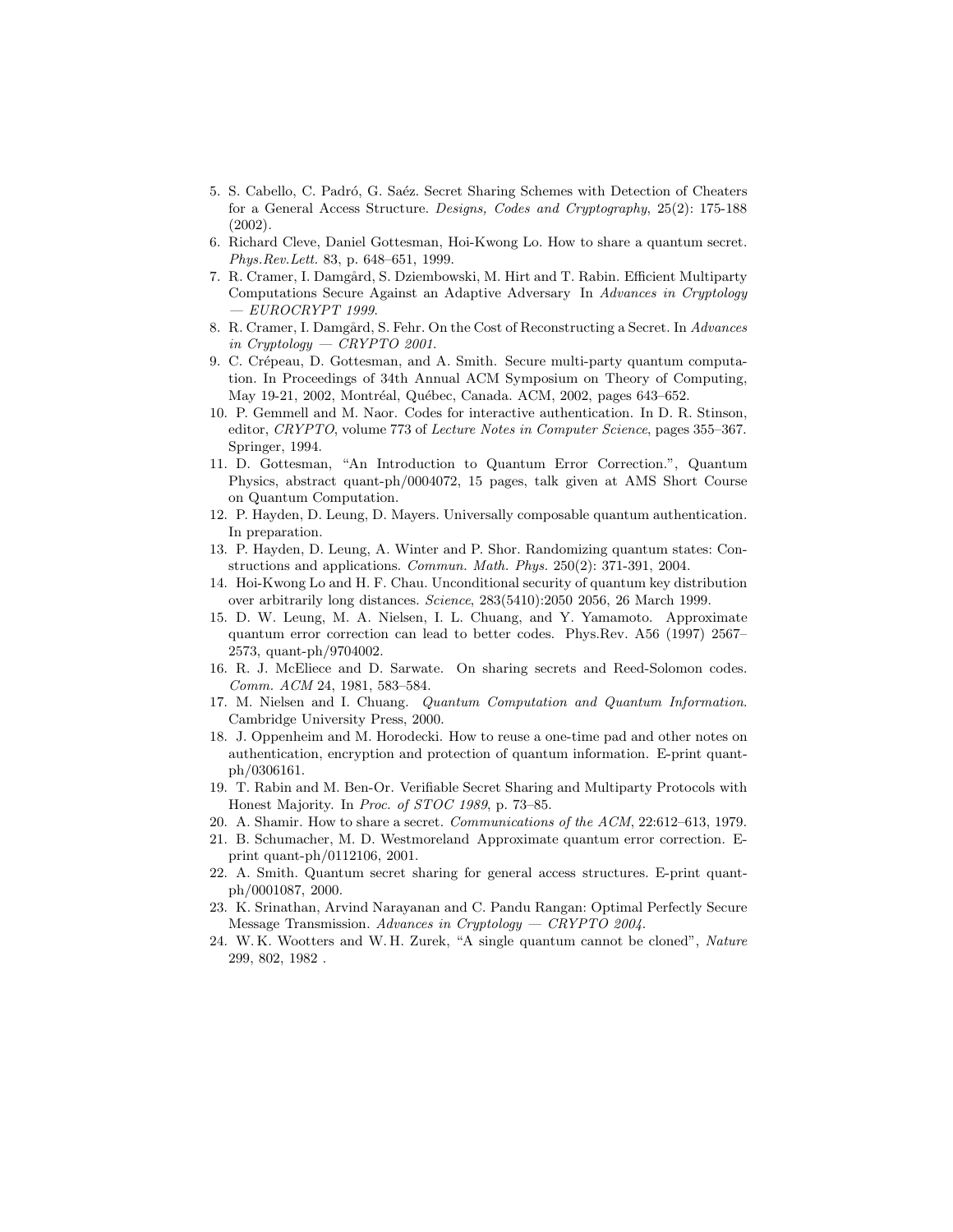5. S. Cabello, C. Padró, G. Saéz. Secret Sharing Schemes with Detection of Cheaters for a General Access Structure. *Designs, Codes and Cryptography*, 25(2): 175-188 (2002).
6. Richard Cleve, Daniel Gottesman, Hoi-Kwong Lo. How to share a quantum secret. *Phys.Rev.Lett.* 83, p. 648–651, 1999.
7. R. Cramer, I. Damgård, S. Dziembowski, M. Hirt and T. Rabin. Efficient Multiparty Computations Secure Against an Adaptive Adversary In *Advances in Cryptology — EUROCRYPT 1999*.
8. R. Cramer, I. Damgård, S. Fehr. On the Cost of Reconstructing a Secret. In *Advances in Cryptology — CRYPTO 2001*.
9. C. Crépeau, D. Gottesman, and A. Smith. Secure multi-party quantum computation. In Proceedings of 34th Annual ACM Symposium on Theory of Computing, May 19-21, 2002, Montréal, Québec, Canada. ACM, 2002, pages 643–652.
10. P. Gemmell and M. Naor. Codes for interactive authentication. In D. R. Stinson, editor, *CRYPTO*, volume 773 of *Lecture Notes in Computer Science*, pages 355–367. Springer, 1994.
11. D. Gottesman, "An Introduction to Quantum Error Correction.", Quantum Physics, abstract quant-ph/0004072, 15 pages, talk given at AMS Short Course on Quantum Computation.
12. P. Hayden, D. Leung, D. Mayers. Universally composable quantum authentication. In preparation.
13. P. Hayden, D. Leung, A. Winter and P. Shor. Randomizing quantum states: Constructions and applications. *Commun. Math. Phys.* 250(2): 371-391, 2004.
14. Hoi-Kwong Lo and H. F. Chau. Unconditional security of quantum key distribution over arbitrarily long distances. *Science*, 283(5410):2050 2056, 26 March 1999.
15. D. W. Leung, M. A. Nielsen, I. L. Chuang, and Y. Yamamoto. Approximate quantum error correction can lead to better codes. Phys.Rev. A56 (1997) 2567–2573, quant-ph/9704002.
16. R. J. McEliece and D. Sarwate. On sharing secrets and Reed-Solomon codes. *Comm. ACM* 24, 1981, 583–584.
17. M. Nielsen and I. Chuang. *Quantum Computation and Quantum Information*. Cambridge University Press, 2000.
18. J. Oppenheim and M. Horodecki. How to reuse a one-time pad and other notes on authentication, encryption and protection of quantum information. E-print quant-ph/0306161.
19. T. Rabin and M. Ben-Or. Verifiable Secret Sharing and Multiparty Protocols with Honest Majority. In *Proc. of STOC 1989*, p. 73–85.
20. A. Shamir. How to share a secret. *Communications of the ACM*, 22:612–613, 1979.
21. B. Schumacher, M. D. Westmoreland Approximate quantum error correction. E-print quant-ph/0112106, 2001.
22. A. Smith. Quantum secret sharing for general access structures. E-print quant-ph/0001087, 2000.
23. K. Srinathan, Arvind Narayanan and C. Pandu Rangan: Optimal Perfectly Secure Message Transmission. *Advances in Cryptology — CRYPTO 2004*.
24. W. K. Wootters and W. H. Zurek, "A single quantum cannot be cloned", *Nature* 299, 802, 1982 .